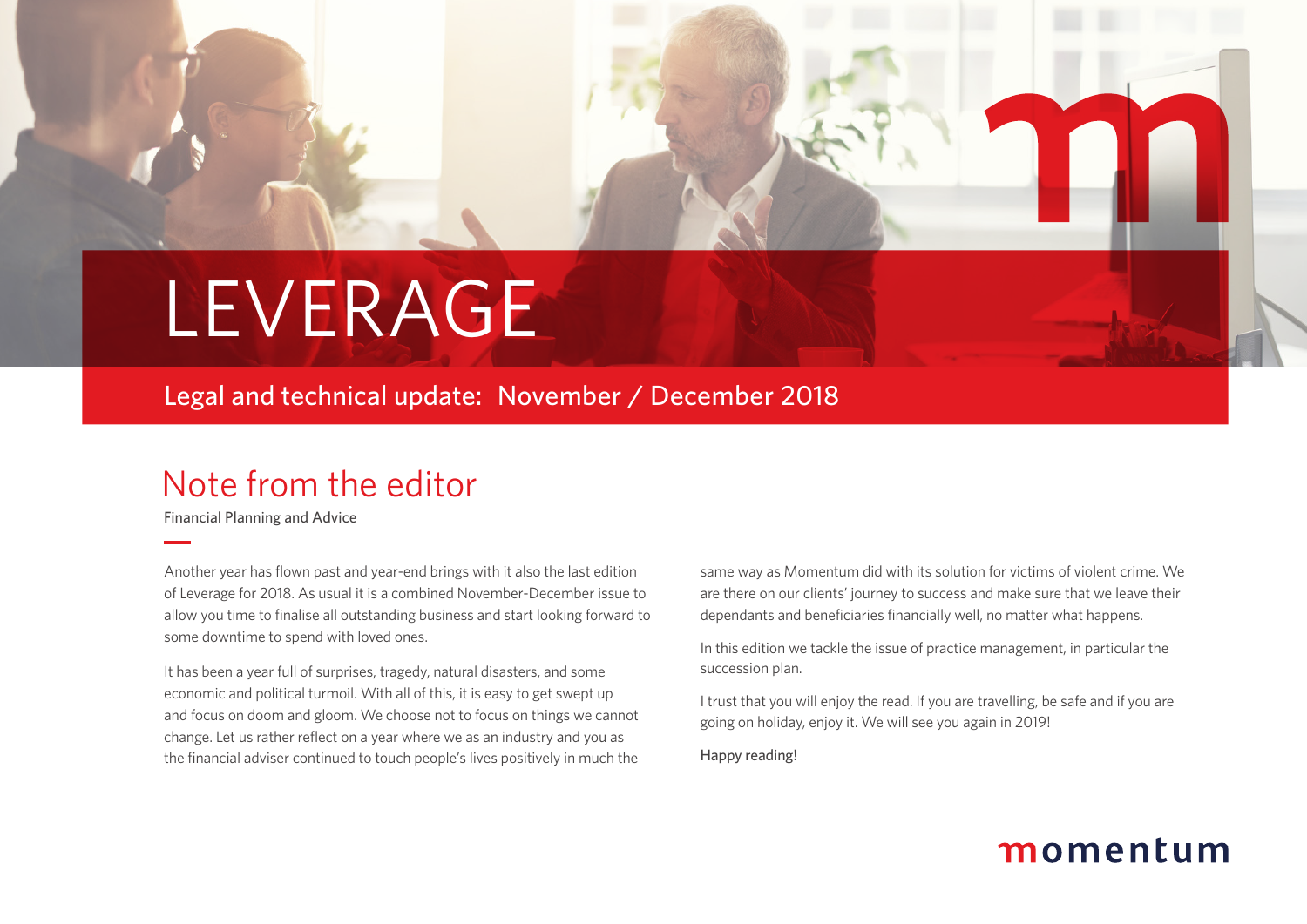# LEVERAGE

Legal and technical update: November / December 2018

## Note from the editor

Financial Planning and Advice

Another year has flown past and year-end brings with it also the last edition of Leverage for 2018. As usual it is a combined November-December issue to allow you time to finalise all outstanding business and start looking forward to some downtime to spend with loved ones.

It has been a year full of surprises, tragedy, natural disasters, and some economic and political turmoil. With all of this, it is easy to get swept up and focus on doom and gloom. We choose not to focus on things we cannot change. Let us rather reflect on a year where we as an industry and you as the financial adviser continued to touch people's lives positively in much the same way as Momentum did with its solution for victims of violent crime. We are there on our clients' journey to success and make sure that we leave their dependants and beneficiaries financially well, no matter what happens.

In this edition we tackle the issue of practice management, in particular the succession plan.

I trust that you will enjoy the read. If you are travelling, be safe and if you are going on holiday, enjoy it. We will see you again in 2019!

Happy reading!

momentum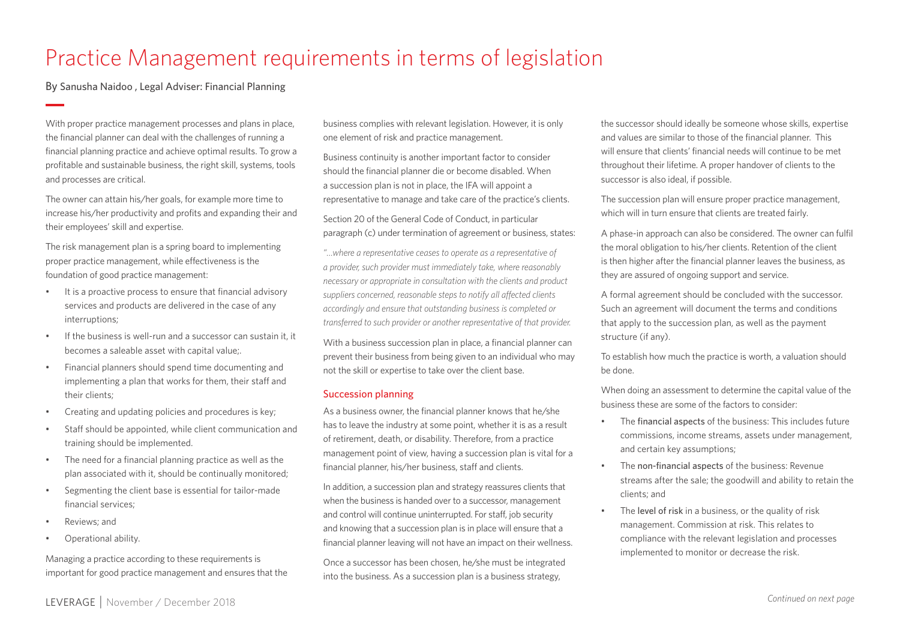# Practice Management requirements in terms of legislation

By Sanusha Naidoo , Legal Adviser: Financial Planning

With proper practice management processes and plans in place, the financial planner can deal with the challenges of running a financial planning practice and achieve optimal results. To grow a profitable and sustainable business, the right skill, systems, tools and processes are critical.

The owner can attain his/her goals, for example more time to increase his/her productivity and profits and expanding their and their employees' skill and expertise.

The risk management plan is a spring board to implementing proper practice management, while effectiveness is the foundation of good practice management:

- It is a proactive process to ensure that financial advisory services and products are delivered in the case of any interruptions;
- If the business is well-run and a successor can sustain it, it becomes a saleable asset with capital value;.
- Financial planners should spend time documenting and implementing a plan that works for them, their staff and their clients;
- Creating and updating policies and procedures is key;
- Staff should be appointed, while client communication and training should be implemented.
- The need for a financial planning practice as well as the plan associated with it, should be continually monitored;
- Segmenting the client base is essential for tailor-made financial services;
- Reviews; and
- Operational ability.

Managing a practice according to these requirements is important for good practice management and ensures that the business complies with relevant legislation. However, it is only one element of risk and practice management.

Business continuity is another important factor to consider should the financial planner die or become disabled. When a succession plan is not in place, the IFA will appoint a representative to manage and take care of the practice's clients.

Section 20 of the General Code of Conduct, in particular paragraph (c) under termination of agreement or business, states:

*"...where a representative ceases to operate as a representative of a provider, such provider must immediately take, where reasonably necessary or appropriate in consultation with the clients and product suppliers concerned, reasonable steps to notify all affected clients accordingly and ensure that outstanding business is completed or transferred to such provider or another representative of that provider.*

With a business succession plan in place, a financial planner can prevent their business from being given to an individual who may not the skill or expertise to take over the client base.

## Succession planning

As a business owner, the financial planner knows that he/she has to leave the industry at some point, whether it is as a result of retirement, death, or disability. Therefore, from a practice management point of view, having a succession plan is vital for a financial planner, his/her business, staff and clients.

In addition, a succession plan and strategy reassures clients that when the business is handed over to a successor, management and control will continue uninterrupted. For staff, job security and knowing that a succession plan is in place will ensure that a financial planner leaving will not have an impact on their wellness.

Once a successor has been chosen, he/she must be integrated into the business. As a succession plan is a business strategy, the successor should ideally be someone whose skills, expertise and values are similar to those of the financial planner. This will ensure that clients' financial needs will continue to be met throughout their lifetime. A proper handover of clients to the successor is also ideal, if possible.

The succession plan will ensure proper practice management, which will in turn ensure that clients are treated fairly.

A phase-in approach can also be considered. The owner can fulfil the moral obligation to his/her clients. Retention of the client is then higher after the financial planner leaves the business, as they are assured of ongoing support and service.

A formal agreement should be concluded with the successor. Such an agreement will document the terms and conditions that apply to the succession plan, as well as the payment structure (if any).

To establish how much the practice is worth, a valuation should be done.

When doing an assessment to determine the capital value of the business these are some of the factors to consider:

- The financial aspects of the business: This includes future commissions, income streams, assets under management, and certain key assumptions;
- The non-financial aspects of the business: Revenue streams after the sale; the goodwill and ability to retain the clients; and
- The level of risk in a business, or the quality of risk management. Commission at risk. This relates to compliance with the relevant legislation and processes implemented to monitor or decrease the risk.

*Continued on next page*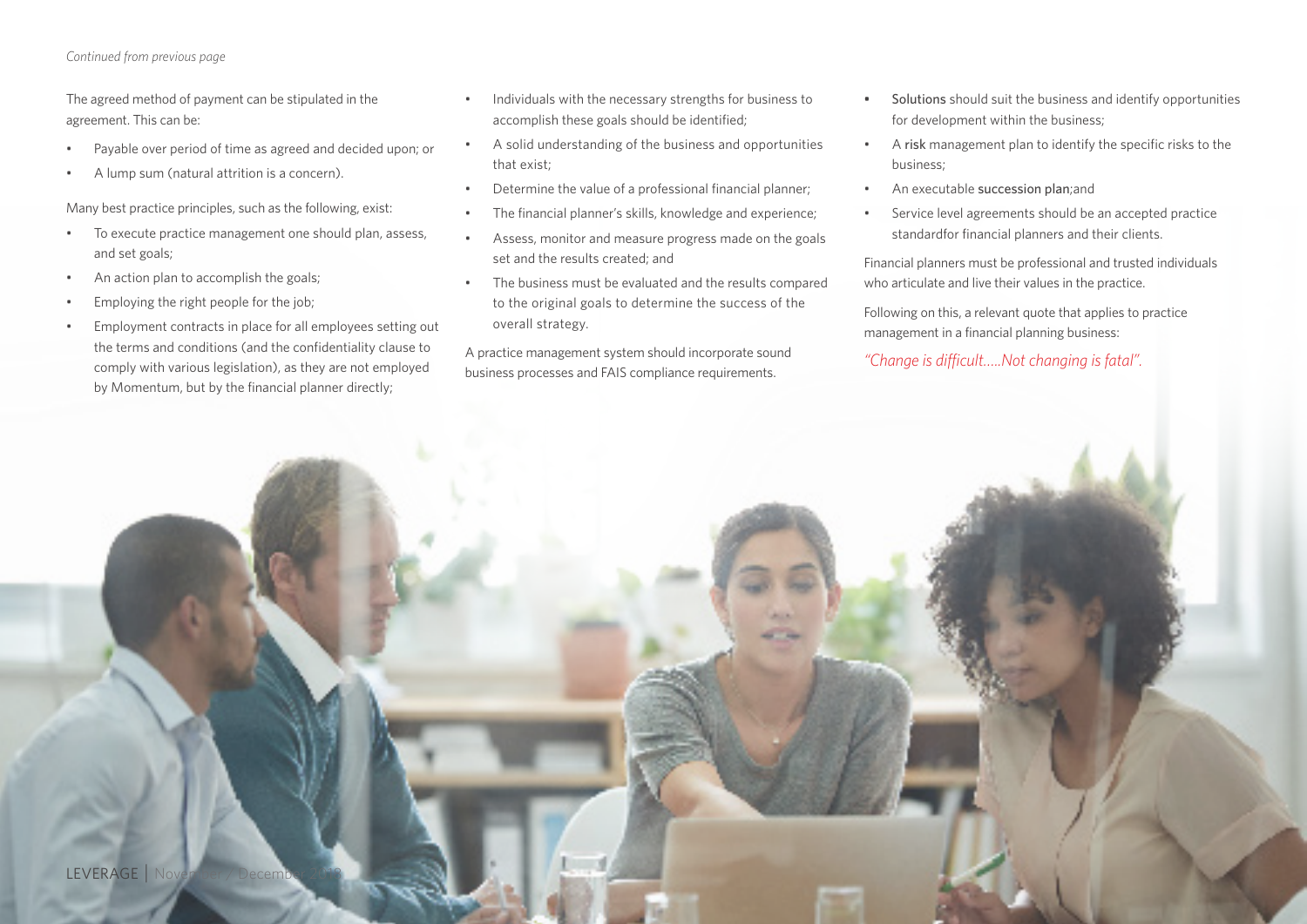*Continued from previous page*

The agreed method of payment can be stipulated in the agreement. This can be:

- Payable over period of time as agreed and decided upon; or
- A lump sum (natural attrition is a concern).

Many best practice principles, such as the following, exist:

- To execute practice management one should plan, assess, and set goals;
- An action plan to accomplish the goals;
- Employing the right people for the job;
- Employment contracts in place for all employees setting out the terms and conditions (and the confidentiality clause to comply with various legislation), as they are not employed by Momentum, but by the financial planner directly;
- Individuals with the necessary strengths for business to accomplish these goals should be identified;
- A solid understanding of the business and opportunities that exist;
- Determine the value of a professional financial planner;
- The financial planner's skills, knowledge and experience;
- Assess, monitor and measure progress made on the goals set and the results created; and
- The business must be evaluated and the results compared to the original goals to determine the success of the overall strategy.

A practice management system should incorporate sound business processes and FAIS compliance requirements.

- Solutions should suit the business and identify opportunities for development within the business;
- A risk management plan to identify the specific risks to the business;
- An executable succession plan;and
- Service level agreements should be an accepted practice standardfor financial planners and their clients.

Financial planners must be professional and trusted individuals who articulate and live their values in the practice.

Following on this, a relevant quote that applies to practice management in a financial planning business:

*"Change is difficult.....Not changing is fatal".*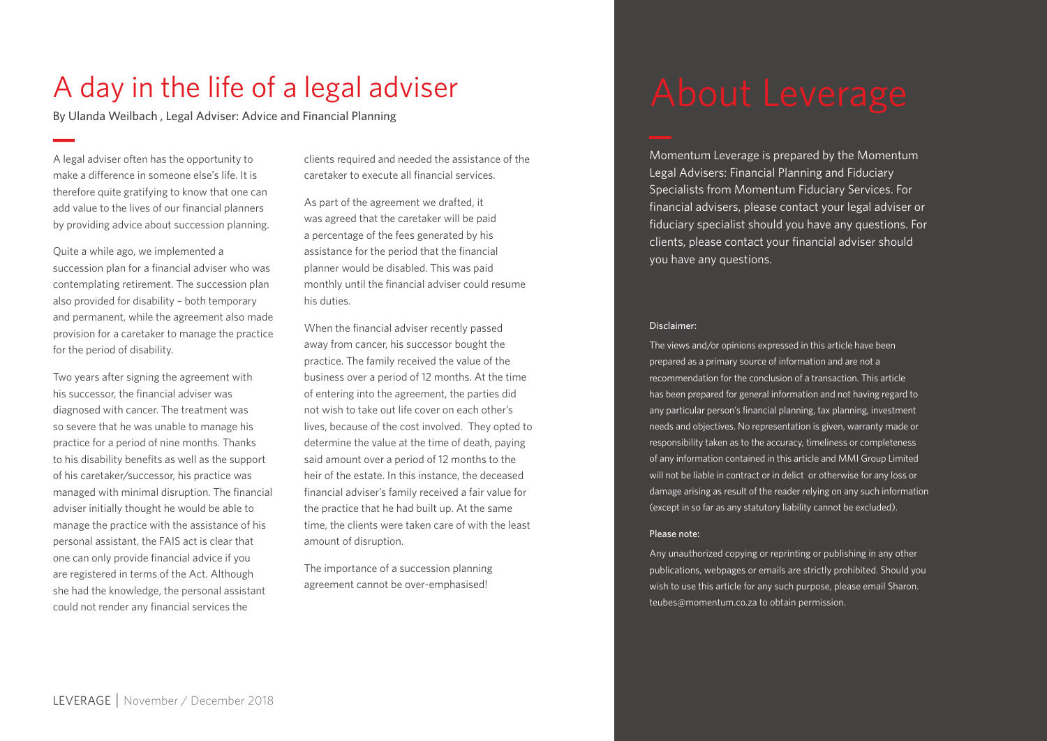# A day in the life of a legal adviser

By Ulanda Weilbach , Legal Adviser: Advice and Financial Planning

A legal adviser often has the opportunity to make a difference in someone else's life. It is therefore quite gratifying to know that one can add value to the lives of our financial planners by providing advice about succession planning.

Quite a while ago, we implemented a succession plan for a financial adviser who was contemplating retirement. The succession plan also provided for disability – both temporary and permanent, while the agreement also made provision for a caretaker to manage the practice for the period of disability.

Two years after signing the agreement with his successor, the financial adviser was diagnosed with cancer. The treatment was so severe that he was unable to manage his practice for a period of nine months. Thanks to his disability benefits as well as the support of his caretaker/successor, his practice was managed with minimal disruption. The financial adviser initially thought he would be able to manage the practice with the assistance of his personal assistant, the FAIS act is clear that one can only provide financial advice if you are registered in terms of the Act. Although she had the knowledge, the personal assistant could not render any financial services the clients required and needed the assistance of the caretaker to execute all financial services.

As part of the agreement we drafted, it was agreed that the caretaker will be paid a percentage of the fees generated by his assistance for the period that the financial planner would be disabled. This was paid monthly until the financial adviser could resume his duties.

When the financial adviser recently passed away from cancer, his successor bought the practice. The family received the value of the business over a period of 12 months. At the time of entering into the agreement, the parties did not wish to take out life cover on each other's lives, because of the cost involved. They opted to determine the value at the time of death, paying said amount over a period of 12 months to the heir of the estate. In this instance, the deceased financial adviser's family received a fair value for the practice that he had built up. At the same time, the clients were taken care of with the least amount of disruption.

The importance of a succession planning agreement cannot be over-emphasised!

# About Leverage

Momentum Leverage is prepared by the Momentum Legal Advisers: Financial Planning and Fiduciary Specialists from Momentum Fiduciary Services. For financial advisers, please contact your legal adviser or fiduciary specialist should you have any questions. For clients, please contact your financial adviser should you have any questions.

**Disclaimer:**

The views and/or opinions expressed in this article have been prepared as a primary source of information and are not a recommendation for the conclusion of a transaction. This article has been prepared for general information and not having regard to any particular person's financial planning, tax planning, investment needs and objectives. No representation is given, warranty made or responsibility taken as to the accuracy, timeliness or completeness of any information contained in this article and MMI Group Limited will not be liable in contract or in delict or otherwise for any loss or damage arising as result of the reader relying on any such information (except in so far as any statutory liability cannot be excluded).

**Please note:**

Any unauthorized copying or reprinting or publishing in any other publications, webpages or emails are strictly prohibited. Should you wish to use this article for any such purpose, please email Sharon.teubes@momentum.co.za to obtain permission.